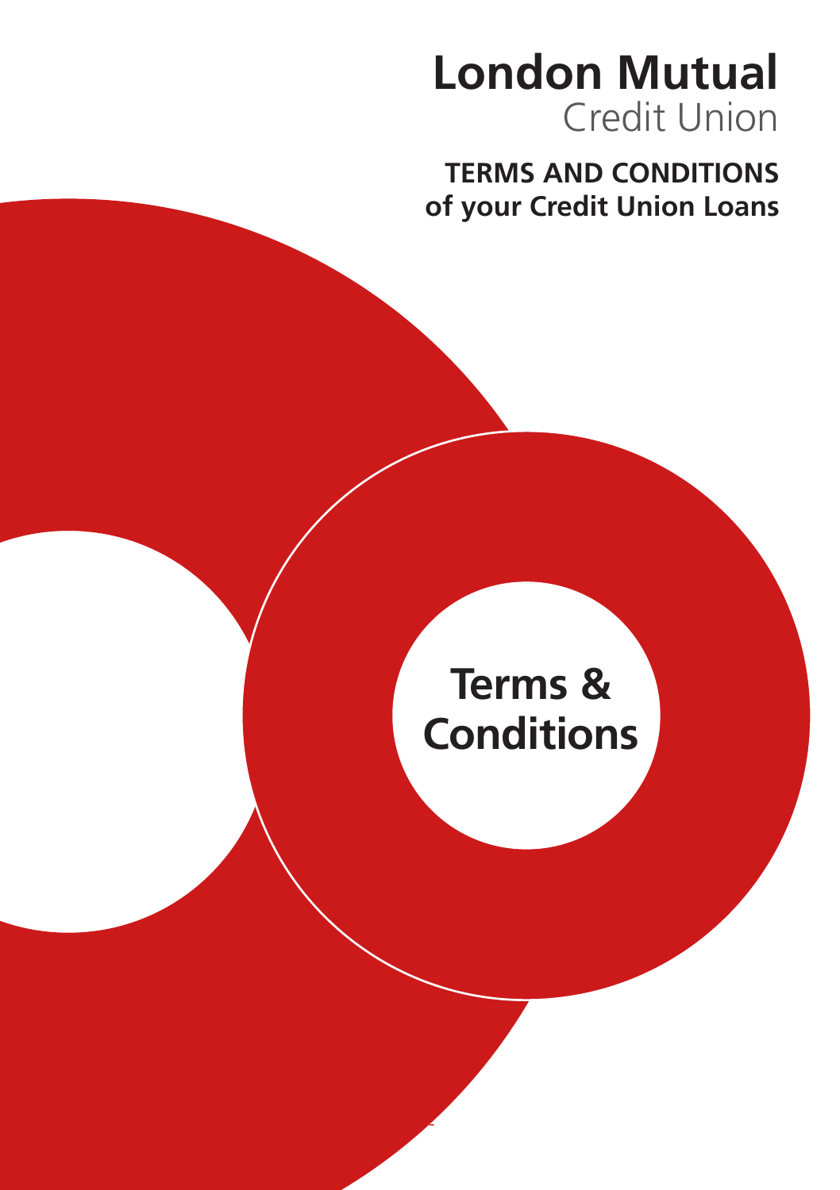# London Mutual
Credit Union

**TERMS AND CONDITIONS of your Credit Union Loans**

## Terms & Conditions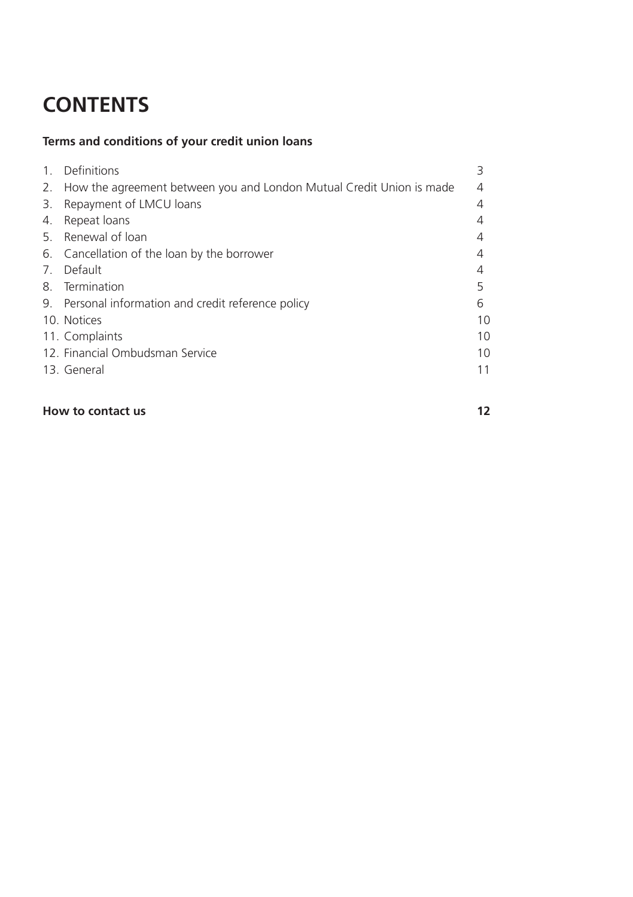# CONTENTS

**Terms and conditions of your credit union loans**

| | | |
|---|---|---|
| 1. | Definitions | 3 |
| 2. | How the agreement between you and London Mutual Credit Union is made | 4 |
| 3. | Repayment of LMCU loans | 4 |
| 4. | Repeat loans | 4 |
| 5. | Renewal of loan | 4 |
| 6. | Cancellation of the loan by the borrower | 4 |
| 7. | Default | 4 |
| 8. | Termination | 5 |
| 9. | Personal information and credit reference policy | 6 |
| 10. | Notices | 10 |
| 11. | Complaints | 10 |
| 12. | Financial Ombudsman Service | 10 |
| 13. | General | 11 |

**How to contact us** **12**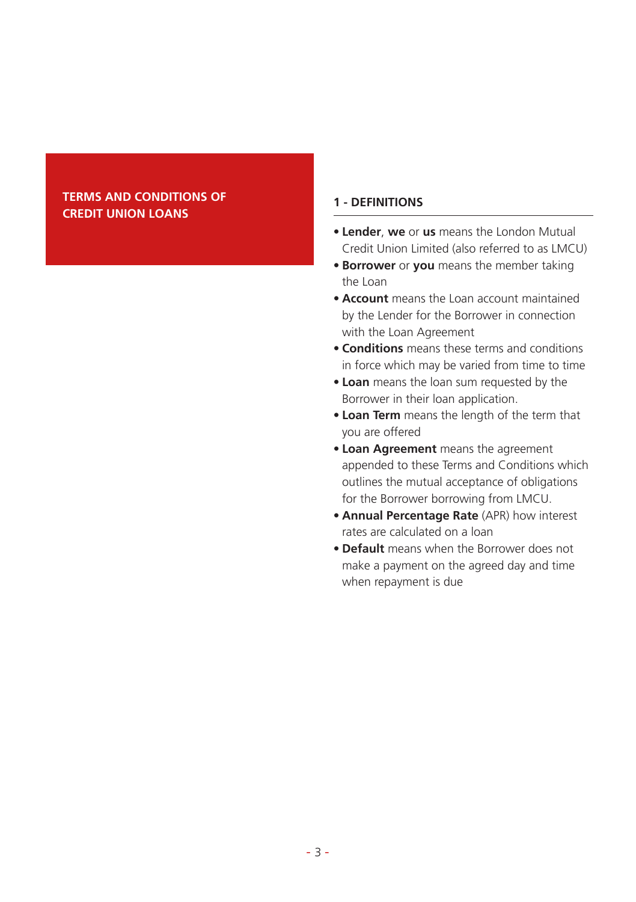# TERMS AND CONDITIONS OF CREDIT UNION LOANS

## 1 - DEFINITIONS

- **Lender**, **we** or **us** means the London Mutual Credit Union Limited (also referred to as LMCU)
- **Borrower** or **you** means the member taking the Loan
- **Account** means the Loan account maintained by the Lender for the Borrower in connection with the Loan Agreement
- **Conditions** means these terms and conditions in force which may be varied from time to time
- **Loan** means the loan sum requested by the Borrower in their loan application.
- **Loan Term** means the length of the term that you are offered
- **Loan Agreement** means the agreement appended to these Terms and Conditions which outlines the mutual acceptance of obligations for the Borrower borrowing from LMCU.
- **Annual Percentage Rate** (APR) how interest rates are calculated on a loan
- **Default** means when the Borrower does not make a payment on the agreed day and time when repayment is due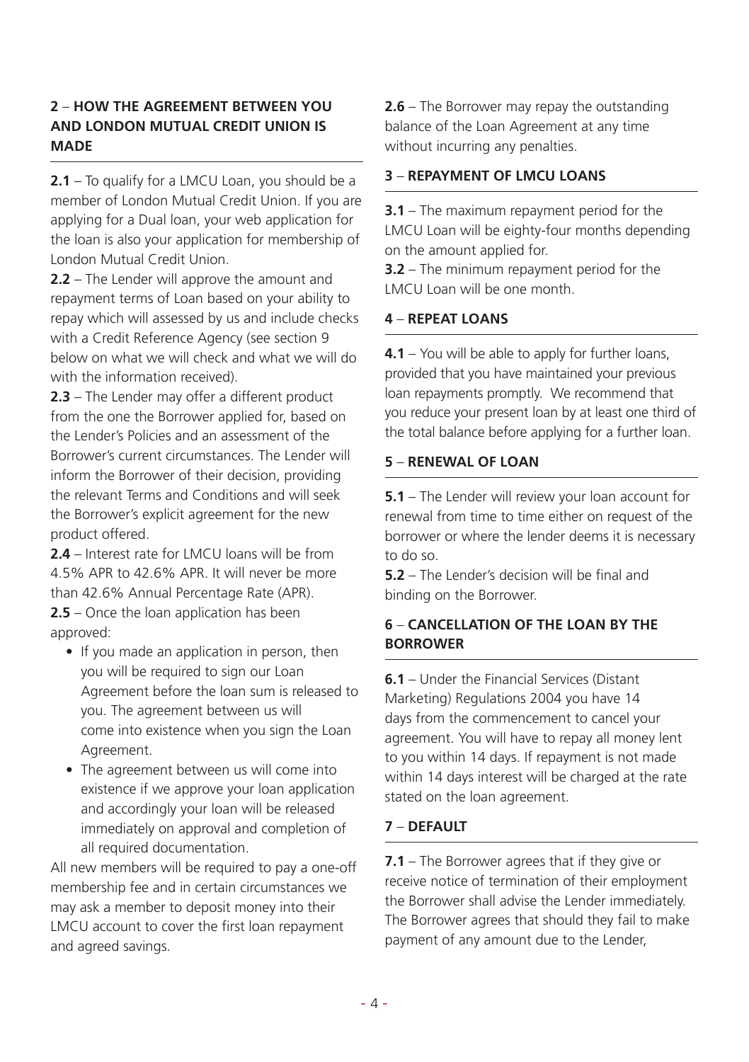## 2 – HOW THE AGREEMENT BETWEEN YOU AND LONDON MUTUAL CREDIT UNION IS MADE

**2.1** – To qualify for a LMCU Loan, you should be a member of London Mutual Credit Union. If you are applying for a Dual loan, your web application for the loan is also your application for membership of London Mutual Credit Union.

**2.2** – The Lender will approve the amount and repayment terms of Loan based on your ability to repay which will assessed by us and include checks with a Credit Reference Agency (see section 9 below on what we will check and what we will do with the information received).

**2.3** – The Lender may offer a different product from the one the Borrower applied for, based on the Lender's Policies and an assessment of the Borrower's current circumstances. The Lender will inform the Borrower of their decision, providing the relevant Terms and Conditions and will seek the Borrower's explicit agreement for the new product offered.

**2.4** – Interest rate for LMCU loans will be from 4.5% APR to 42.6% APR. It will never be more than 42.6% Annual Percentage Rate (APR).

**2.5** – Once the loan application has been approved:

- If you made an application in person, then you will be required to sign our Loan Agreement before the loan sum is released to you. The agreement between us will come into existence when you sign the Loan Agreement.
- The agreement between us will come into existence if we approve your loan application and accordingly your loan will be released immediately on approval and completion of all required documentation.

All new members will be required to pay a one-off membership fee and in certain circumstances we may ask a member to deposit money into their LMCU account to cover the first loan repayment and agreed savings.

**2.6** – The Borrower may repay the outstanding balance of the Loan Agreement at any time without incurring any penalties.

## 3 – REPAYMENT OF LMCU LOANS

**3.1** – The maximum repayment period for the LMCU Loan will be eighty-four months depending on the amount applied for.

**3.2** – The minimum repayment period for the LMCU Loan will be one month.

## 4 – REPEAT LOANS

**4.1** – You will be able to apply for further loans, provided that you have maintained your previous loan repayments promptly. We recommend that you reduce your present loan by at least one third of the total balance before applying for a further loan.

## 5 – RENEWAL OF LOAN

**5.1** – The Lender will review your loan account for renewal from time to time either on request of the borrower or where the lender deems it is necessary to do so.

**5.2** – The Lender's decision will be final and binding on the Borrower.

## 6 – CANCELLATION OF THE LOAN BY THE BORROWER

**6.1** – Under the Financial Services (Distant Marketing) Regulations 2004 you have 14 days from the commencement to cancel your agreement. You will have to repay all money lent to you within 14 days. If repayment is not made within 14 days interest will be charged at the rate stated on the loan agreement.

## 7 – DEFAULT

**7.1** – The Borrower agrees that if they give or receive notice of termination of their employment the Borrower shall advise the Lender immediately. The Borrower agrees that should they fail to make payment of any amount due to the Lender,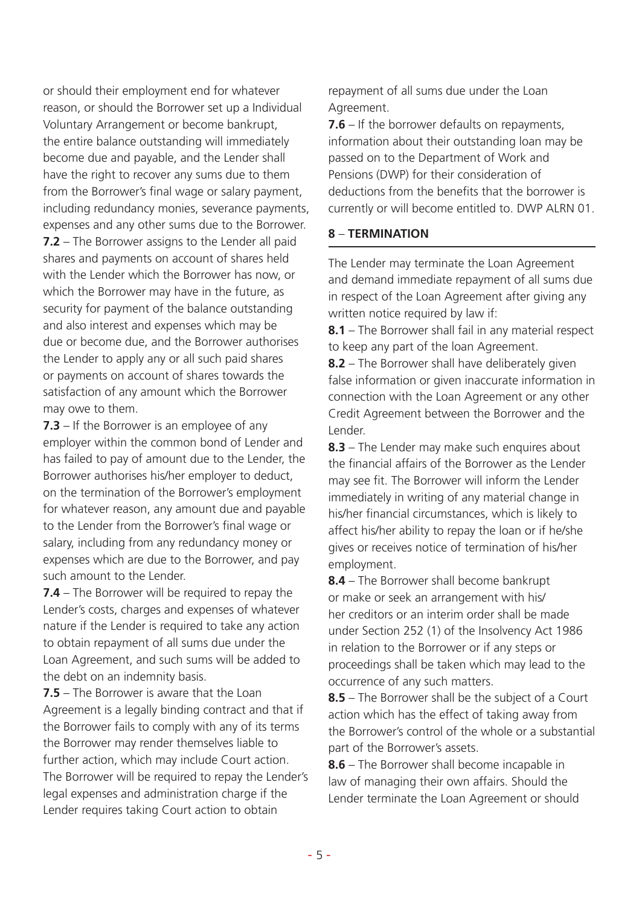or should their employment end for whatever reason, or should the Borrower set up a Individual Voluntary Arrangement or become bankrupt, the entire balance outstanding will immediately become due and payable, and the Lender shall have the right to recover any sums due to them from the Borrower's final wage or salary payment, including redundancy monies, severance payments, expenses and any other sums due to the Borrower.

**7.2** – The Borrower assigns to the Lender all paid shares and payments on account of shares held with the Lender which the Borrower has now, or which the Borrower may have in the future, as security for payment of the balance outstanding and also interest and expenses which may be due or become due, and the Borrower authorises the Lender to apply any or all such paid shares or payments on account of shares towards the satisfaction of any amount which the Borrower may owe to them.

**7.3** – If the Borrower is an employee of any employer within the common bond of Lender and has failed to pay of amount due to the Lender, the Borrower authorises his/her employer to deduct, on the termination of the Borrower's employment for whatever reason, any amount due and payable to the Lender from the Borrower's final wage or salary, including from any redundancy money or expenses which are due to the Borrower, and pay such amount to the Lender.

**7.4** – The Borrower will be required to repay the Lender's costs, charges and expenses of whatever nature if the Lender is required to take any action to obtain repayment of all sums due under the Loan Agreement, and such sums will be added to the debt on an indemnity basis.

**7.5** – The Borrower is aware that the Loan Agreement is a legally binding contract and that if the Borrower fails to comply with any of its terms the Borrower may render themselves liable to further action, which may include Court action. The Borrower will be required to repay the Lender's legal expenses and administration charge if the Lender requires taking Court action to obtain repayment of all sums due under the Loan Agreement.

**7.6** – If the borrower defaults on repayments, information about their outstanding loan may be passed on to the Department of Work and Pensions (DWP) for their consideration of deductions from the benefits that the borrower is currently or will become entitled to. DWP ALRN 01.

## 8 – TERMINATION

The Lender may terminate the Loan Agreement and demand immediate repayment of all sums due in respect of the Loan Agreement after giving any written notice required by law if:

**8.1** – The Borrower shall fail in any material respect to keep any part of the loan Agreement.

**8.2** – The Borrower shall have deliberately given false information or given inaccurate information in connection with the Loan Agreement or any other Credit Agreement between the Borrower and the Lender.

**8.3** – The Lender may make such enquires about the financial affairs of the Borrower as the Lender may see fit. The Borrower will inform the Lender immediately in writing of any material change in his/her financial circumstances, which is likely to affect his/her ability to repay the loan or if he/she gives or receives notice of termination of his/her employment.

**8.4** – The Borrower shall become bankrupt or make or seek an arrangement with his/her creditors or an interim order shall be made under Section 252 (1) of the Insolvency Act 1986 in relation to the Borrower or if any steps or proceedings shall be taken which may lead to the occurrence of any such matters.

**8.5** – The Borrower shall be the subject of a Court action which has the effect of taking away from the Borrower's control of the whole or a substantial part of the Borrower's assets.

**8.6** – The Borrower shall become incapable in law of managing their own affairs. Should the Lender terminate the Loan Agreement or should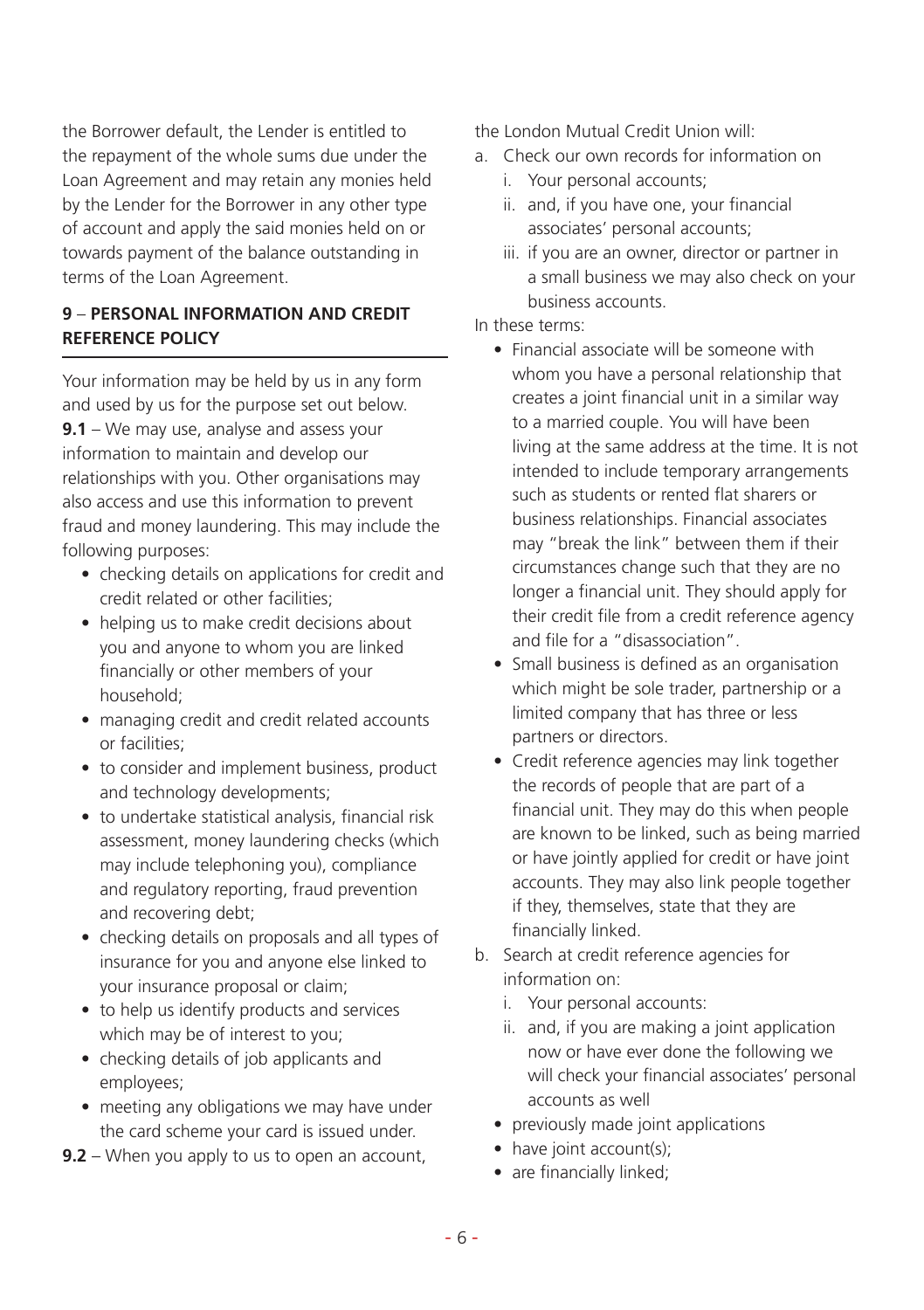the Borrower default, the Lender is entitled to the repayment of the whole sums due under the Loan Agreement and may retain any monies held by the Lender for the Borrower in any other type of account and apply the said monies held on or towards payment of the balance outstanding in terms of the Loan Agreement.

## 9 – PERSONAL INFORMATION AND CREDIT REFERENCE POLICY

Your information may be held by us in any form and used by us for the purpose set out below.

**9.1** – We may use, analyse and assess your information to maintain and develop our relationships with you. Other organisations may also access and use this information to prevent fraud and money laundering. This may include the following purposes:

- checking details on applications for credit and credit related or other facilities;
- helping us to make credit decisions about you and anyone to whom you are linked financially or other members of your household;
- managing credit and credit related accounts or facilities;
- to consider and implement business, product and technology developments;
- to undertake statistical analysis, financial risk assessment, money laundering checks (which may include telephoning you), compliance and regulatory reporting, fraud prevention and recovering debt;
- checking details on proposals and all types of insurance for you and anyone else linked to your insurance proposal or claim;
- to help us identify products and services which may be of interest to you;
- checking details of job applicants and employees;
- meeting any obligations we may have under the card scheme your card is issued under.

**9.2** – When you apply to us to open an account, the London Mutual Credit Union will:

a. Check our own records for information on
   i. Your personal accounts;
   ii. and, if you have one, your financial associates' personal accounts;
   iii. if you are an owner, director or partner in a small business we may also check on your business accounts.

In these terms:

- Financial associate will be someone with whom you have a personal relationship that creates a joint financial unit in a similar way to a married couple. You will have been living at the same address at the time. It is not intended to include temporary arrangements such as students or rented flat sharers or business relationships. Financial associates may "break the link" between them if their circumstances change such that they are no longer a financial unit. They should apply for their credit file from a credit reference agency and file for a "disassociation".
- Small business is defined as an organisation which might be sole trader, partnership or a limited company that has three or less partners or directors.
- Credit reference agencies may link together the records of people that are part of a financial unit. They may do this when people are known to be linked, such as being married or have jointly applied for credit or have joint accounts. They may also link people together if they, themselves, state that they are financially linked.

b. Search at credit reference agencies for information on:
   i. Your personal accounts:
   ii. and, if you are making a joint application now or have ever done the following we will check your financial associates' personal accounts as well

- previously made joint applications
- have joint account(s);
- are financially linked;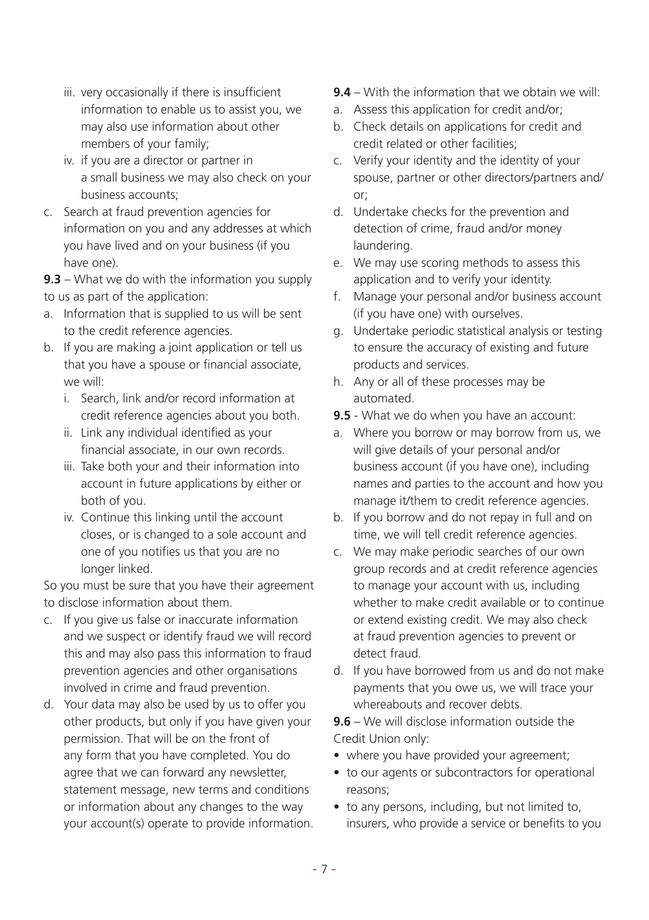iii. very occasionally if there is insufficient information to enable us to assist you, we may also use information about other members of your family;
   iv. if you are a director or partner in a small business we may also check on your business accounts;
c. Search at fraud prevention agencies for information on you and any addresses at which you have lived and on your business (if you have one).

**9.3** – What we do with the information you supply to us as part of the application:

a. Information that is supplied to us will be sent to the credit reference agencies.
b. If you are making a joint application or tell us that you have a spouse or financial associate, we will:
   i. Search, link and/or record information at credit reference agencies about you both.
   ii. Link any individual identified as your financial associate, in our own records.
   iii. Take both your and their information into account in future applications by either or both of you.
   iv. Continue this linking until the account closes, or is changed to a sole account and one of you notifies us that you are no longer linked.

So you must be sure that you have their agreement to disclose information about them.

c. If you give us false or inaccurate information and we suspect or identify fraud we will record this and may also pass this information to fraud prevention agencies and other organisations involved in crime and fraud prevention.
d. Your data may also be used by us to offer you other products, but only if you have given your permission. That will be on the front of any form that you have completed. You do agree that we can forward any newsletter, statement message, new terms and conditions or information about any changes to the way your account(s) operate to provide information.

**9.4** – With the information that we obtain we will:

a. Assess this application for credit and/or;
b. Check details on applications for credit and credit related or other facilities;
c. Verify your identity and the identity of your spouse, partner or other directors/partners and/or;
d. Undertake checks for the prevention and detection of crime, fraud and/or money laundering.
e. We may use scoring methods to assess this application and to verify your identity.
f. Manage your personal and/or business account (if you have one) with ourselves.
g. Undertake periodic statistical analysis or testing to ensure the accuracy of existing and future products and services.
h. Any or all of these processes may be automated.

**9.5** - What we do when you have an account:

a. Where you borrow or may borrow from us, we will give details of your personal and/or business account (if you have one), including names and parties to the account and how you manage it/them to credit reference agencies.
b. If you borrow and do not repay in full and on time, we will tell credit reference agencies.
c. We may make periodic searches of our own group records and at credit reference agencies to manage your account with us, including whether to make credit available or to continue or extend existing credit. We may also check at fraud prevention agencies to prevent or detect fraud.
d. If you have borrowed from us and do not make payments that you owe us, we will trace your whereabouts and recover debts.

**9.6** – We will disclose information outside the Credit Union only:

- where you have provided your agreement;
- to our agents or subcontractors for operational reasons;
- to any persons, including, but not limited to, insurers, who provide a service or benefits to you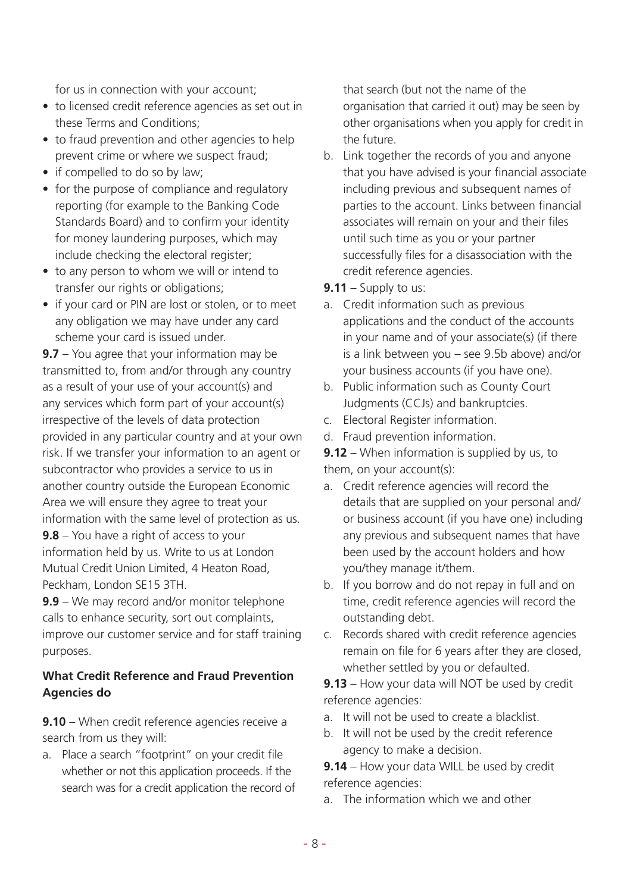for us in connection with your account;

- to licensed credit reference agencies as set out in these Terms and Conditions;
- to fraud prevention and other agencies to help prevent crime or where we suspect fraud;
- if compelled to do so by law;
- for the purpose of compliance and regulatory reporting (for example to the Banking Code Standards Board) and to confirm your identity for money laundering purposes, which may include checking the electoral register;
- to any person to whom we will or intend to transfer our rights or obligations;
- if your card or PIN are lost or stolen, or to meet any obligation we may have under any card scheme your card is issued under.

**9.7** – You agree that your information may be transmitted to, from and/or through any country as a result of your use of your account(s) and any services which form part of your account(s) irrespective of the levels of data protection provided in any particular country and at your own risk. If we transfer your information to an agent or subcontractor who provides a service to us in another country outside the European Economic Area we will ensure they agree to treat your information with the same level of protection as us.

**9.8** – You have a right of access to your information held by us. Write to us at London Mutual Credit Union Limited, 4 Heaton Road, Peckham, London SE15 3TH.

**9.9** – We may record and/or monitor telephone calls to enhance security, sort out complaints, improve our customer service and for staff training purposes.

### What Credit Reference and Fraud Prevention Agencies do

**9.10** – When credit reference agencies receive a search from us they will:

a. Place a search "footprint" on your credit file whether or not this application proceeds. If the search was for a credit application the record of that search (but not the name of the organisation that carried it out) may be seen by other organisations when you apply for credit in the future.
b. Link together the records of you and anyone that you have advised is your financial associate including previous and subsequent names of parties to the account. Links between financial associates will remain on your and their files until such time as you or your partner successfully files for a disassociation with the credit reference agencies.

**9.11** – Supply to us:

a. Credit information such as previous applications and the conduct of the accounts in your name and of your associate(s) (if there is a link between you – see 9.5b above) and/or your business accounts (if you have one).
b. Public information such as County Court Judgments (CCJs) and bankruptcies.
c. Electoral Register information.
d. Fraud prevention information.

**9.12** – When information is supplied by us, to them, on your account(s):

a. Credit reference agencies will record the details that are supplied on your personal and/or business account (if you have one) including any previous and subsequent names that have been used by the account holders and how you/they manage it/them.
b. If you borrow and do not repay in full and on time, credit reference agencies will record the outstanding debt.
c. Records shared with credit reference agencies remain on file for 6 years after they are closed, whether settled by you or defaulted.

**9.13** – How your data will NOT be used by credit reference agencies:

a. It will not be used to create a blacklist.
b. It will not be used by the credit reference agency to make a decision.

**9.14** – How your data WILL be used by credit reference agencies:

a. The information which we and other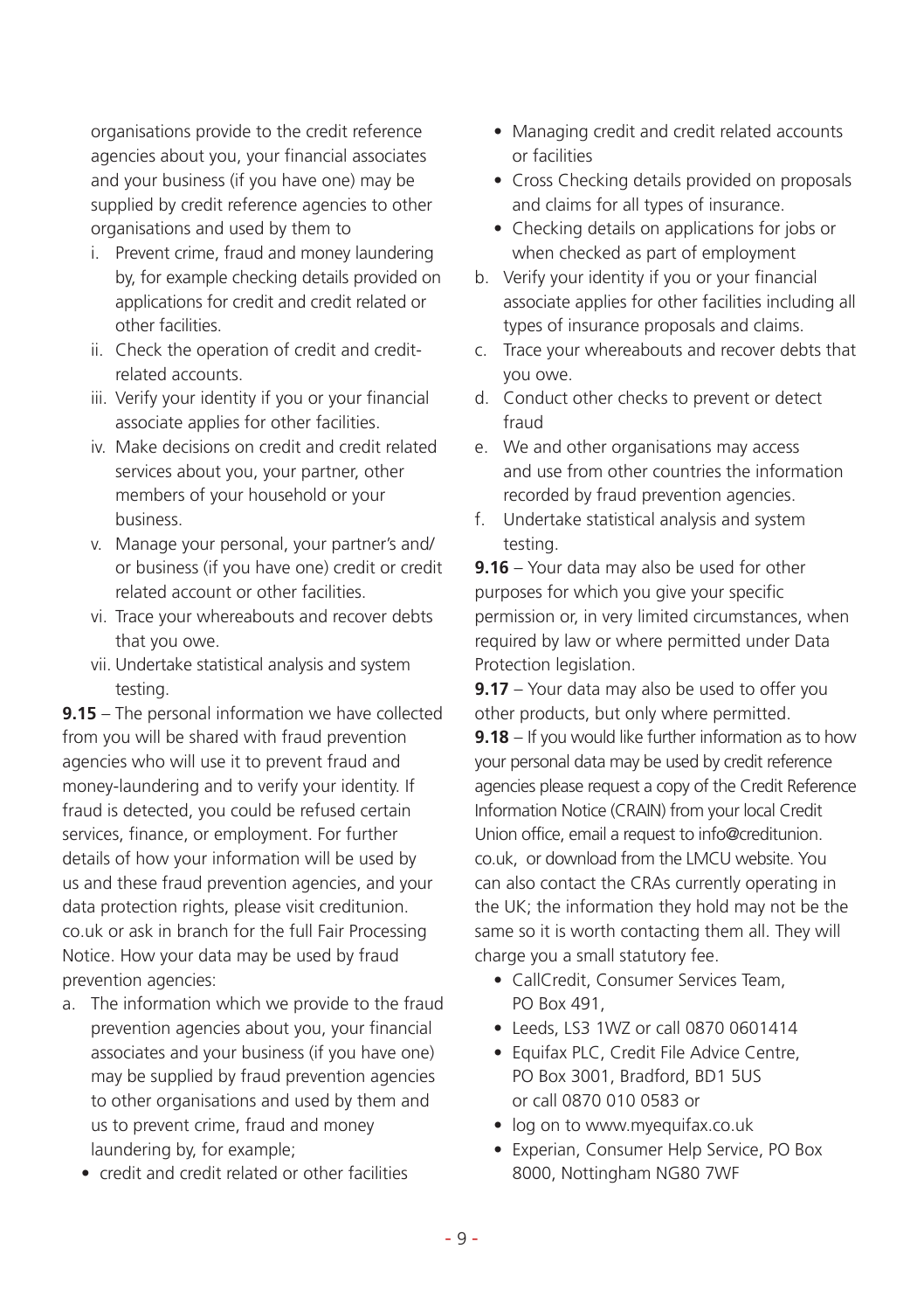organisations provide to the credit reference agencies about you, your financial associates and your business (if you have one) may be supplied by credit reference agencies to other organisations and used by them to

i. Prevent crime, fraud and money laundering by, for example checking details provided on applications for credit and credit related or other facilities.
ii. Check the operation of credit and credit-related accounts.
iii. Verify your identity if you or your financial associate applies for other facilities.
iv. Make decisions on credit and credit related services about you, your partner, other members of your household or your business.
v. Manage your personal, your partner's and/or business (if you have one) credit or credit related account or other facilities.
vi. Trace your whereabouts and recover debts that you owe.
vii. Undertake statistical analysis and system testing.

**9.15** – The personal information we have collected from you will be shared with fraud prevention agencies who will use it to prevent fraud and money-laundering and to verify your identity. If fraud is detected, you could be refused certain services, finance, or employment. For further details of how your information will be used by us and these fraud prevention agencies, and your data protection rights, please visit creditunion.co.uk or ask in branch for the full Fair Processing Notice. How your data may be used by fraud prevention agencies:

a. The information which we provide to the fraud prevention agencies about you, your financial associates and your business (if you have one) may be supplied by fraud prevention agencies to other organisations and used by them and us to prevent crime, fraud and money laundering by, for example;
   - credit and credit related or other facilities
   - Managing credit and credit related accounts or facilities
   - Cross Checking details provided on proposals and claims for all types of insurance.
   - Checking details on applications for jobs or when checked as part of employment
b. Verify your identity if you or your financial associate applies for other facilities including all types of insurance proposals and claims.
c. Trace your whereabouts and recover debts that you owe.
d. Conduct other checks to prevent or detect fraud
e. We and other organisations may access and use from other countries the information recorded by fraud prevention agencies.
f. Undertake statistical analysis and system testing.

**9.16** – Your data may also be used for other purposes for which you give your specific permission or, in very limited circumstances, when required by law or where permitted under Data Protection legislation.

**9.17** – Your data may also be used to offer you other products, but only where permitted.

**9.18** – If you would like further information as to how your personal data may be used by credit reference agencies please request a copy of the Credit Reference Information Notice (CRAIN) from your local Credit Union office, email a request to info@creditunion.co.uk, or download from the LMCU website. You can also contact the CRAs currently operating in the UK; the information they hold may not be the same so it is worth contacting them all. They will charge you a small statutory fee.

- CallCredit, Consumer Services Team, PO Box 491,
- Leeds, LS3 1WZ or call 0870 0601414
- Equifax PLC, Credit File Advice Centre, PO Box 3001, Bradford, BD1 5US or call 0870 010 0583 or
- log on to www.myequifax.co.uk
- Experian, Consumer Help Service, PO Box 8000, Nottingham NG80 7WF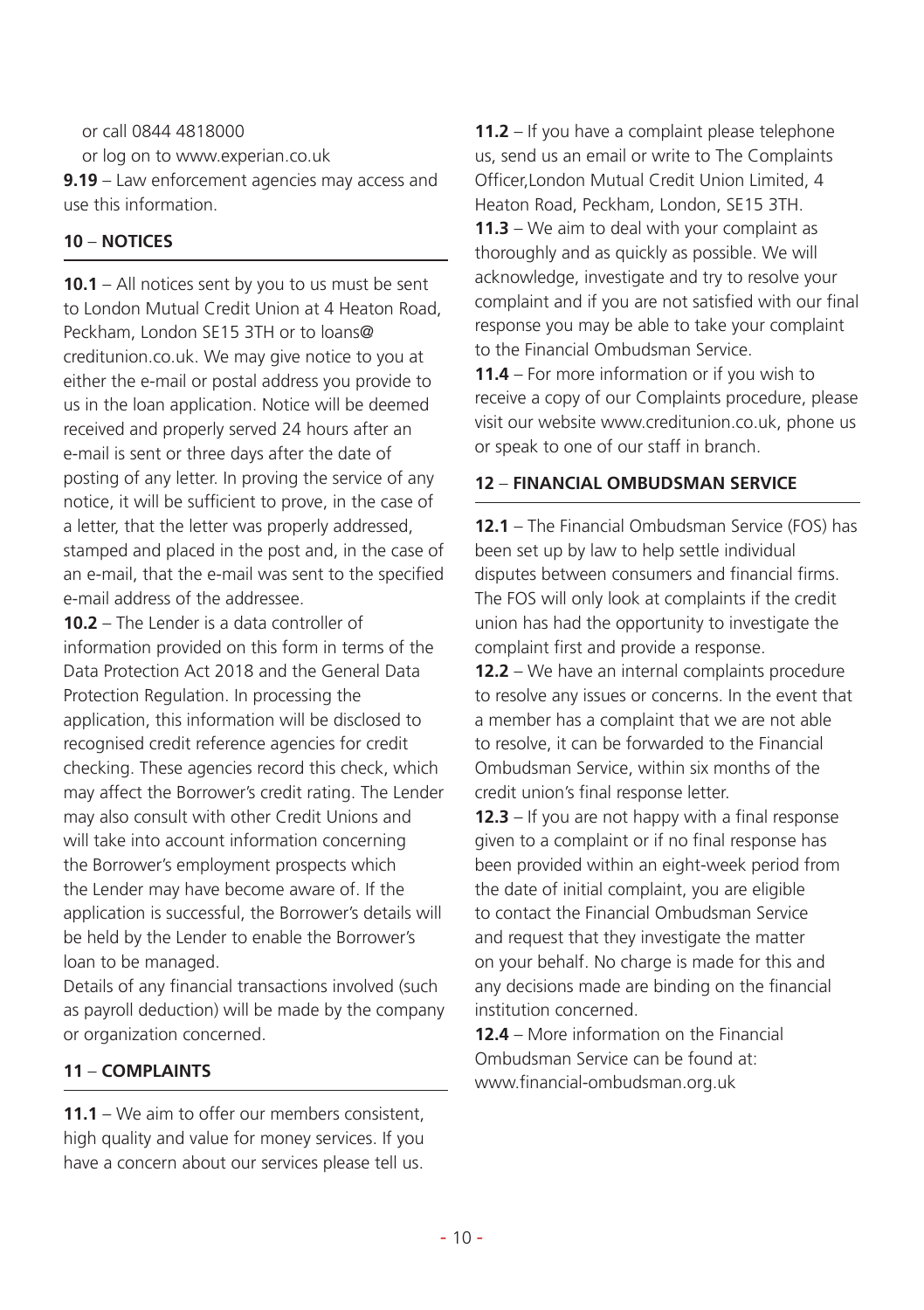or call 0844 4818000

or log on to www.experian.co.uk

**9.19** – Law enforcement agencies may access and use this information.

## 10 – NOTICES

**10.1** – All notices sent by you to us must be sent to London Mutual Credit Union at 4 Heaton Road, Peckham, London SE15 3TH or to loans@creditunion.co.uk. We may give notice to you at either the e-mail or postal address you provide to us in the loan application. Notice will be deemed received and properly served 24 hours after an e-mail is sent or three days after the date of posting of any letter. In proving the service of any notice, it will be sufficient to prove, in the case of a letter, that the letter was properly addressed, stamped and placed in the post and, in the case of an e-mail, that the e-mail was sent to the specified e-mail address of the addressee.

**10.2** – The Lender is a data controller of information provided on this form in terms of the Data Protection Act 2018 and the General Data Protection Regulation. In processing the application, this information will be disclosed to recognised credit reference agencies for credit checking. These agencies record this check, which may affect the Borrower's credit rating. The Lender may also consult with other Credit Unions and will take into account information concerning the Borrower's employment prospects which the Lender may have become aware of. If the application is successful, the Borrower's details will be held by the Lender to enable the Borrower's loan to be managed.

Details of any financial transactions involved (such as payroll deduction) will be made by the company or organization concerned.

## 11 – COMPLAINTS

**11.1** – We aim to offer our members consistent, high quality and value for money services. If you have a concern about our services please tell us.

**11.2** – If you have a complaint please telephone us, send us an email or write to The Complaints Officer,London Mutual Credit Union Limited, 4 Heaton Road, Peckham, London, SE15 3TH.

**11.3** – We aim to deal with your complaint as thoroughly and as quickly as possible. We will acknowledge, investigate and try to resolve your complaint and if you are not satisfied with our final response you may be able to take your complaint to the Financial Ombudsman Service.

**11.4** – For more information or if you wish to receive a copy of our Complaints procedure, please visit our website www.creditunion.co.uk, phone us or speak to one of our staff in branch.

## 12 – FINANCIAL OMBUDSMAN SERVICE

**12.1** – The Financial Ombudsman Service (FOS) has been set up by law to help settle individual disputes between consumers and financial firms. The FOS will only look at complaints if the credit union has had the opportunity to investigate the complaint first and provide a response.

**12.2** – We have an internal complaints procedure to resolve any issues or concerns. In the event that a member has a complaint that we are not able to resolve, it can be forwarded to the Financial Ombudsman Service, within six months of the credit union's final response letter.

**12.3** – If you are not happy with a final response given to a complaint or if no final response has been provided within an eight-week period from the date of initial complaint, you are eligible to contact the Financial Ombudsman Service and request that they investigate the matter on your behalf. No charge is made for this and any decisions made are binding on the financial institution concerned.

**12.4** – More information on the Financial Ombudsman Service can be found at: www.financial-ombudsman.org.uk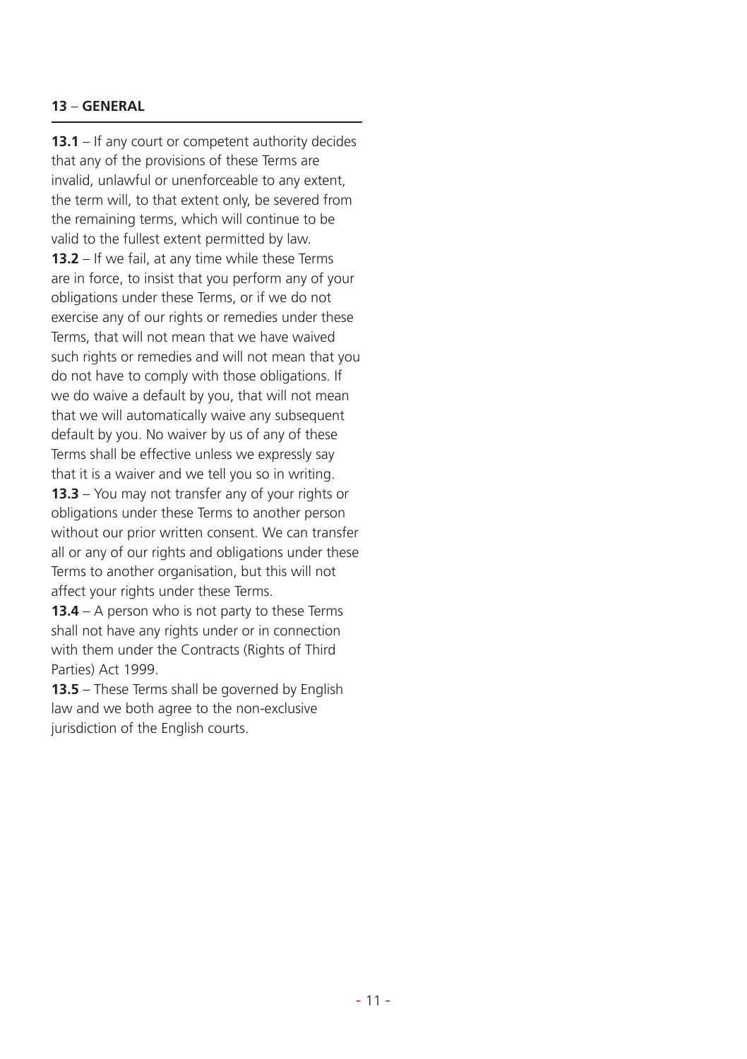## 13 – GENERAL

**13.1** – If any court or competent authority decides that any of the provisions of these Terms are invalid, unlawful or unenforceable to any extent, the term will, to that extent only, be severed from the remaining terms, which will continue to be valid to the fullest extent permitted by law.

**13.2** – If we fail, at any time while these Terms are in force, to insist that you perform any of your obligations under these Terms, or if we do not exercise any of our rights or remedies under these Terms, that will not mean that we have waived such rights or remedies and will not mean that you do not have to comply with those obligations. If we do waive a default by you, that will not mean that we will automatically waive any subsequent default by you. No waiver by us of any of these Terms shall be effective unless we expressly say that it is a waiver and we tell you so in writing.

**13.3** – You may not transfer any of your rights or obligations under these Terms to another person without our prior written consent. We can transfer all or any of our rights and obligations under these Terms to another organisation, but this will not affect your rights under these Terms.

**13.4** – A person who is not party to these Terms shall not have any rights under or in connection with them under the Contracts (Rights of Third Parties) Act 1999.

**13.5** – These Terms shall be governed by English law and we both agree to the non-exclusive jurisdiction of the English courts.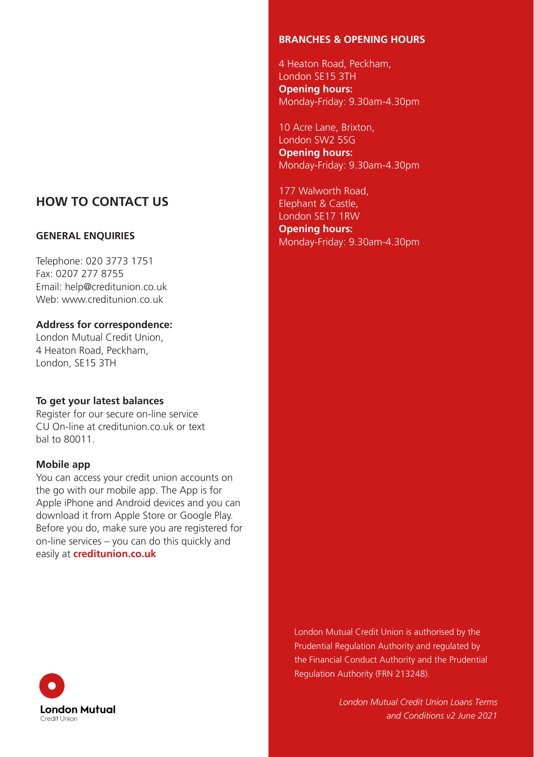## HOW TO CONTACT US

### GENERAL ENQUIRIES

Telephone: 020 3773 1751
Fax: 0207 277 8755
Email: help@creditunion.co.uk
Web: www.creditunion.co.uk

**Address for correspondence:**
London Mutual Credit Union,
4 Heaton Road, Peckham,
London, SE15 3TH

**To get your latest balances**
Register for our secure on-line service CU On-line at creditunion.co.uk or text bal to 80011.

**Mobile app**
You can access your credit union accounts on the go with our mobile app. The App is for Apple iPhone and Android devices and you can download it from Apple Store or Google Play. Before you do, make sure you are registered for on-line services – you can do this quickly and easily at **creditunion.co.uk**

London Mutual
Credit Union

### BRANCHES & OPENING HOURS

4 Heaton Road, Peckham,
London SE15 3TH
**Opening hours:**
Monday-Friday: 9.30am-4.30pm

10 Acre Lane, Brixton,
London SW2 5SG
**Opening hours:**
Monday-Friday: 9.30am-4.30pm

177 Walworth Road,
Elephant & Castle,
London SE17 1RW
**Opening hours:**
Monday-Friday: 9.30am-4.30pm

London Mutual Credit Union is authorised by the Prudential Regulation Authority and regulated by the Financial Conduct Authority and the Prudential Regulation Authority (FRN 213248).

*London Mutual Credit Union Loans Terms and Conditions v2 June 2021*